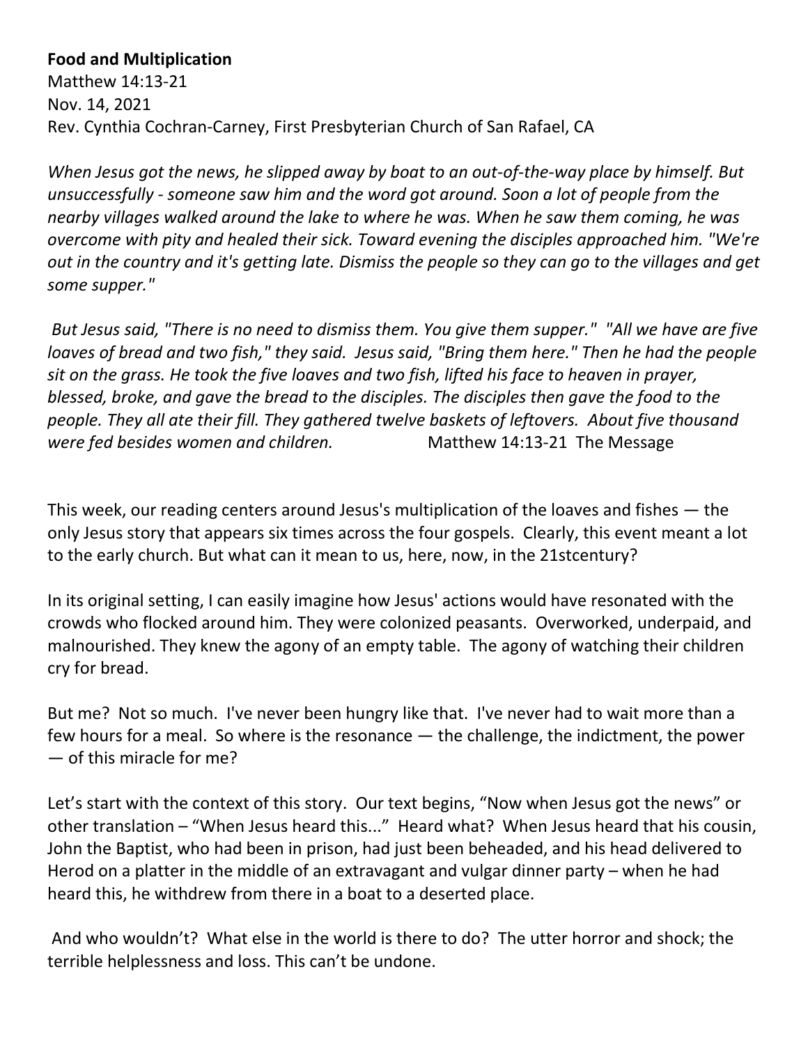**Food and Multiplication**
Matthew 14:13-21
Nov. 14, 2021
Rev. Cynthia Cochran-Carney, First Presbyterian Church of San Rafael, CA

*When Jesus got the news, he slipped away by boat to an out-of-the-way place by himself. But unsuccessfully - someone saw him and the word got around. Soon a lot of people from the nearby villages walked around the lake to where he was. When he saw them coming, he was overcome with pity and healed their sick. Toward evening the disciples approached him. "We're out in the country and it's getting late. Dismiss the people so they can go to the villages and get some supper."*

*But Jesus said, "There is no need to dismiss them. You give them supper." "All we have are five loaves of bread and two fish," they said. Jesus said, "Bring them here." Then he had the people sit on the grass. He took the five loaves and two fish, lifted his face to heaven in prayer, blessed, broke, and gave the bread to the disciples. The disciples then gave the food to the people. They all ate their fill. They gathered twelve baskets of leftovers. About five thousand were fed besides women and children.* Matthew 14:13-21 The Message

This week, our reading centers around Jesus's multiplication of the loaves and fishes — the only Jesus story that appears six times across the four gospels. Clearly, this event meant a lot to the early church. But what can it mean to us, here, now, in the 21stcentury?

In its original setting, I can easily imagine how Jesus' actions would have resonated with the crowds who flocked around him. They were colonized peasants. Overworked, underpaid, and malnourished. They knew the agony of an empty table. The agony of watching their children cry for bread.

But me? Not so much. I've never been hungry like that. I've never had to wait more than a few hours for a meal. So where is the resonance — the challenge, the indictment, the power — of this miracle for me?

Let's start with the context of this story. Our text begins, "Now when Jesus got the news" or other translation – "When Jesus heard this..." Heard what? When Jesus heard that his cousin, John the Baptist, who had been in prison, had just been beheaded, and his head delivered to Herod on a platter in the middle of an extravagant and vulgar dinner party – when he had heard this, he withdrew from there in a boat to a deserted place.

And who wouldn't? What else in the world is there to do? The utter horror and shock; the terrible helplessness and loss. This can't be undone.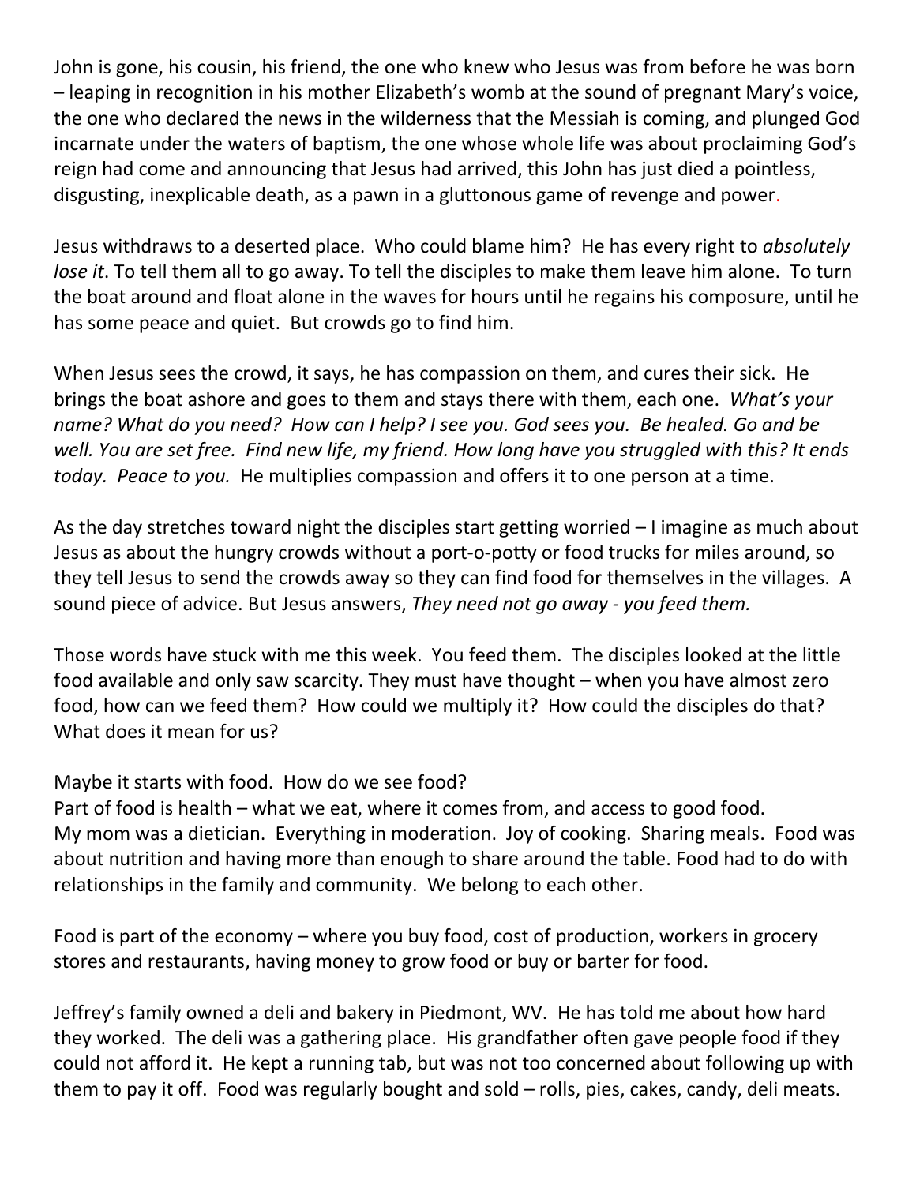John is gone, his cousin, his friend, the one who knew who Jesus was from before he was born – leaping in recognition in his mother Elizabeth's womb at the sound of pregnant Mary's voice, the one who declared the news in the wilderness that the Messiah is coming, and plunged God incarnate under the waters of baptism, the one whose whole life was about proclaiming God's reign had come and announcing that Jesus had arrived, this John has just died a pointless, disgusting, inexplicable death, as a pawn in a gluttonous game of revenge and power.

Jesus withdraws to a deserted place. Who could blame him? He has every right to *absolutely lose it*. To tell them all to go away. To tell the disciples to make them leave him alone. To turn the boat around and float alone in the waves for hours until he regains his composure, until he has some peace and quiet. But crowds go to find him.

When Jesus sees the crowd, it says, he has compassion on them, and cures their sick. He brings the boat ashore and goes to them and stays there with them, each one. *What's your name? What do you need? How can I help? I see you. God sees you. Be healed. Go and be well. You are set free. Find new life, my friend. How long have you struggled with this? It ends today. Peace to you.* He multiplies compassion and offers it to one person at a time.

As the day stretches toward night the disciples start getting worried – I imagine as much about Jesus as about the hungry crowds without a port-o-potty or food trucks for miles around, so they tell Jesus to send the crowds away so they can find food for themselves in the villages. A sound piece of advice. But Jesus answers, *They need not go away - you feed them.*

Those words have stuck with me this week. You feed them. The disciples looked at the little food available and only saw scarcity. They must have thought – when you have almost zero food, how can we feed them? How could we multiply it? How could the disciples do that? What does it mean for us?

Maybe it starts with food. How do we see food?
Part of food is health – what we eat, where it comes from, and access to good food.
My mom was a dietician. Everything in moderation. Joy of cooking. Sharing meals. Food was about nutrition and having more than enough to share around the table. Food had to do with relationships in the family and community. We belong to each other.

Food is part of the economy – where you buy food, cost of production, workers in grocery stores and restaurants, having money to grow food or buy or barter for food.

Jeffrey's family owned a deli and bakery in Piedmont, WV. He has told me about how hard they worked. The deli was a gathering place. His grandfather often gave people food if they could not afford it. He kept a running tab, but was not too concerned about following up with them to pay it off. Food was regularly bought and sold – rolls, pies, cakes, candy, deli meats.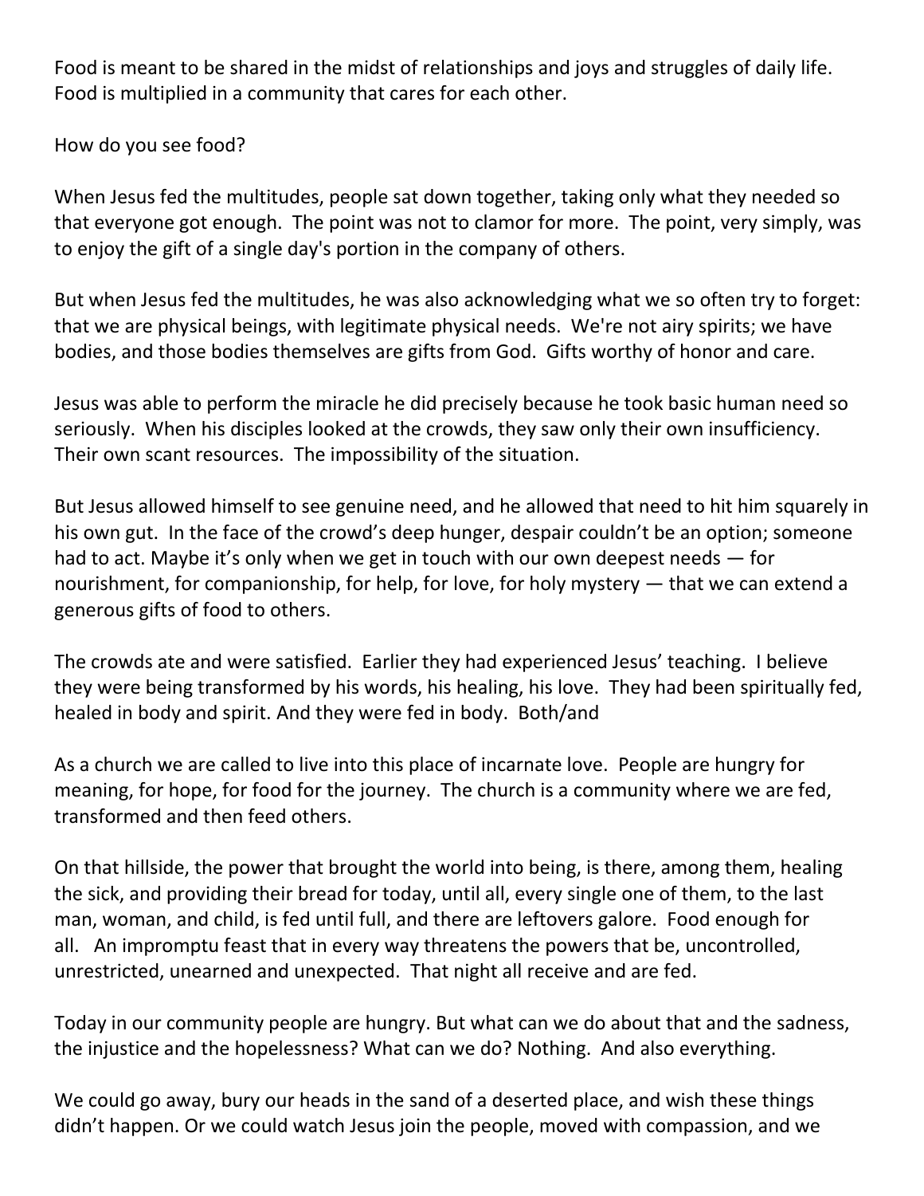Food is meant to be shared in the midst of relationships and joys and struggles of daily life. Food is multiplied in a community that cares for each other.

How do you see food?

When Jesus fed the multitudes, people sat down together, taking only what they needed so that everyone got enough. The point was not to clamor for more. The point, very simply, was to enjoy the gift of a single day's portion in the company of others.

But when Jesus fed the multitudes, he was also acknowledging what we so often try to forget: that we are physical beings, with legitimate physical needs. We're not airy spirits; we have bodies, and those bodies themselves are gifts from God. Gifts worthy of honor and care.

Jesus was able to perform the miracle he did precisely because he took basic human need so seriously. When his disciples looked at the crowds, they saw only their own insufficiency. Their own scant resources. The impossibility of the situation.

But Jesus allowed himself to see genuine need, and he allowed that need to hit him squarely in his own gut. In the face of the crowd's deep hunger, despair couldn't be an option; someone had to act. Maybe it's only when we get in touch with our own deepest needs — for nourishment, for companionship, for help, for love, for holy mystery — that we can extend a generous gifts of food to others.

The crowds ate and were satisfied. Earlier they had experienced Jesus' teaching. I believe they were being transformed by his words, his healing, his love. They had been spiritually fed, healed in body and spirit. And they were fed in body. Both/and

As a church we are called to live into this place of incarnate love. People are hungry for meaning, for hope, for food for the journey. The church is a community where we are fed, transformed and then feed others.

On that hillside, the power that brought the world into being, is there, among them, healing the sick, and providing their bread for today, until all, every single one of them, to the last man, woman, and child, is fed until full, and there are leftovers galore. Food enough for all. An impromptu feast that in every way threatens the powers that be, uncontrolled, unrestricted, unearned and unexpected. That night all receive and are fed.

Today in our community people are hungry. But what can we do about that and the sadness, the injustice and the hopelessness? What can we do? Nothing. And also everything.

We could go away, bury our heads in the sand of a deserted place, and wish these things didn't happen. Or we could watch Jesus join the people, moved with compassion, and we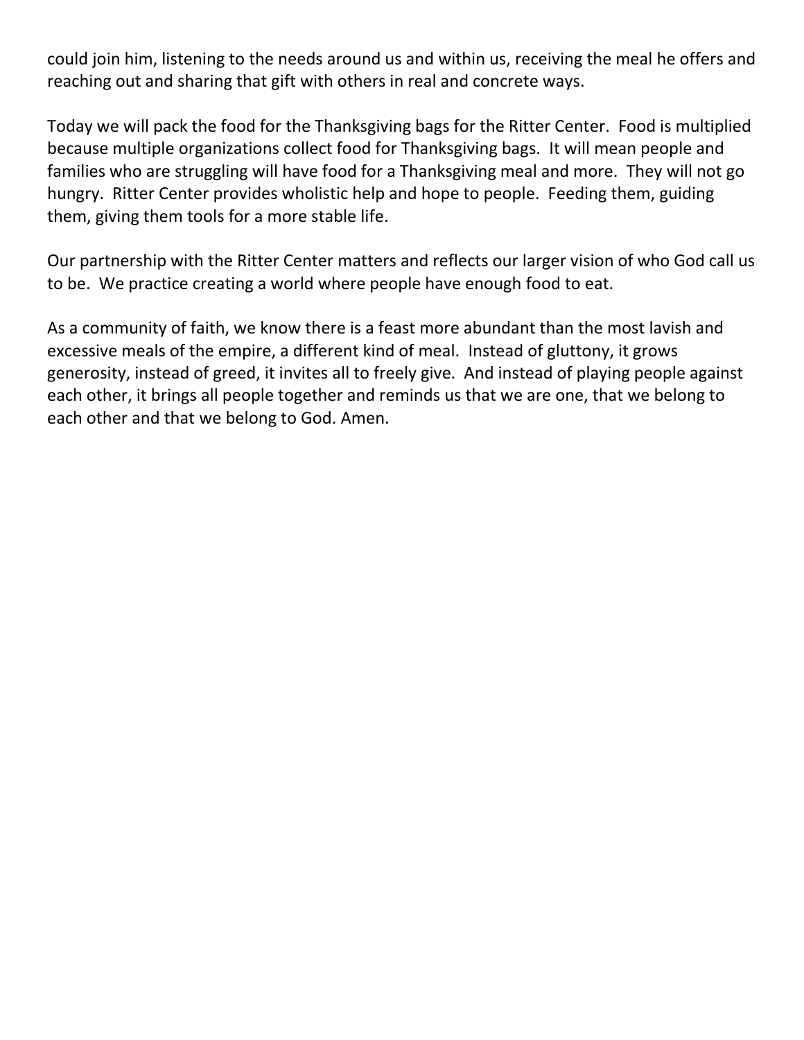could join him, listening to the needs around us and within us, receiving the meal he offers and reaching out and sharing that gift with others in real and concrete ways.

Today we will pack the food for the Thanksgiving bags for the Ritter Center. Food is multiplied because multiple organizations collect food for Thanksgiving bags. It will mean people and families who are struggling will have food for a Thanksgiving meal and more. They will not go hungry. Ritter Center provides wholistic help and hope to people. Feeding them, guiding them, giving them tools for a more stable life.

Our partnership with the Ritter Center matters and reflects our larger vision of who God call us to be. We practice creating a world where people have enough food to eat.

As a community of faith, we know there is a feast more abundant than the most lavish and excessive meals of the empire, a different kind of meal. Instead of gluttony, it grows generosity, instead of greed, it invites all to freely give. And instead of playing people against each other, it brings all people together and reminds us that we are one, that we belong to each other and that we belong to God. Amen.